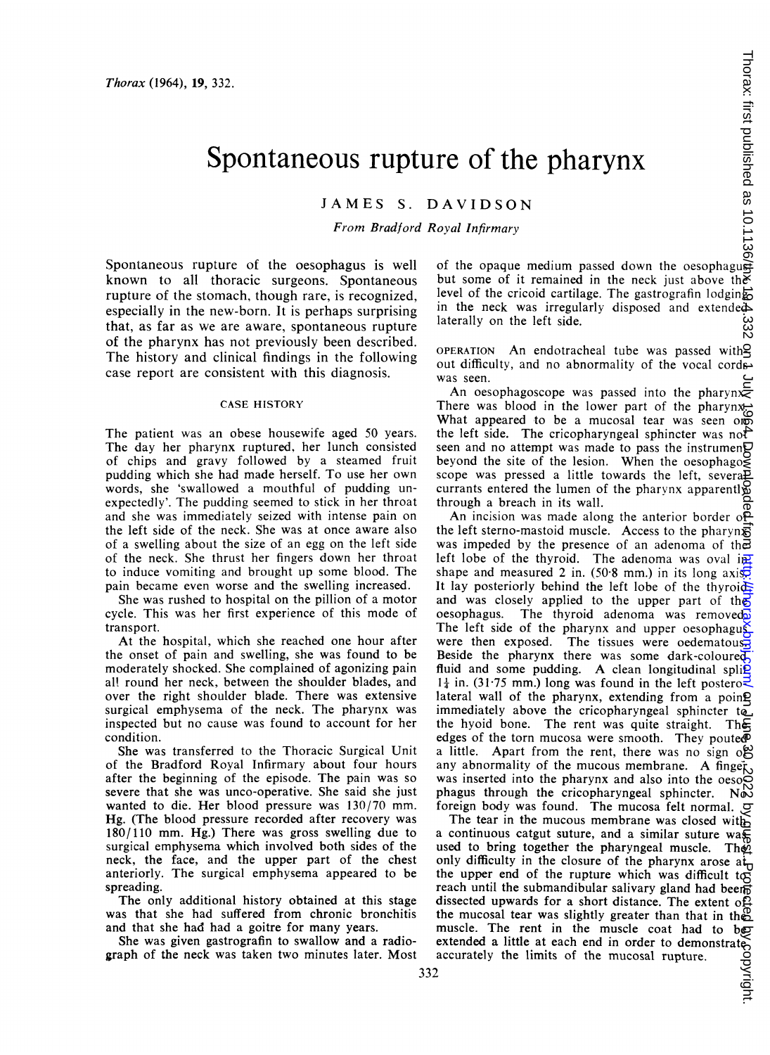# Spontaneous rupture of the pharynx

JAMES S. DAVIDSON

*From Bradford Royal Infirmary*

Spontaneous rupture of the oesophagus is well known to all thoracic surgeons. Spontaneous rupture of the stomach, though rare, is recognized, especially in the new-born. It is perhaps surprising that, as far as we are aware, spontaneous rupture of the pharynx has not previously been described. The history and clinical findings in the following case report are consistent with this diagnosis.

## CASE HISTORY

The patient was an obese housewife aged 50 years. The day her pharynx ruptured, her lunch consisted of chips and gravy followed by a steamed fruit pudding which she had made herself. To use her own words, she 'swallowed a mouthful of pudding unexpectedly'. The pudding seemed to stick in her throat and she was immediately seized with intense pain on the left side of the neck. She was at once aware also of a swelling about the size of an egg on the left side of the neck. She thrust her fingers down her throat to induce vomiting and brought up some blood. The pain became even worse and the swelling increased.

She was rushed to hospital on the pillion of a motor cycle. This was her first experience of this mode of transport.

At the hospital, which she reached one hour after the onset of pain and swelling, she was found to be moderately shocked. She complained of agonizing pain all round her neck, between the shoulder blades, and over the right shoulder blade. There was extensive surgical emphysema of the neck. The pharynx was inspected but no cause was found to account for her condition.

She was transferred to the Thoracic Surgical Unit of the Bradford Royal Infirmary about four hours after the beginning of the episode. The pain was so severe that she was unco-operative. She said she just wanted to die. Her blood pressure was 130/70 mm. Hg. (The blood pressure recorded after recovery was 180/110 mm. Hg.) There was gross swelling due to surgical emphysema which involved both sides of the neck, the face, and the upper part of the chest anteriorly. The surgical emphysema appeared to be spreading.

The only additional history obtained at this stage was that she had suffered from chronic bronchitis and that she had had a goitre for many years.

She was given gastrografin to swallow and a radiograph of the neck was taken two minutes later. Most of the opaque medium passed down the oesophagus but some of it remained in the neck just above the level of the cricoid cartilage. The gastrografin lodging in the neck was irregularly disposed and extended laterally on the left side.

OPERATION An endotracheal tube was passed without difficulty, and no abnormality of the vocal cords was seen.

An oesophagoscope was passed into the pharynx. There was blood in the lower part of the pharynx. What appeared to be a mucosal tear was seen on the left side. The cricopharyngeal sphincter was not seen and no attempt was made to pass the instrument beyond the site of the lesion. When the oesophagoscope was pressed a little towards the left, several currents entered the lumen of the pharynx apparently through a breach in its wall.

An incision was made along the anterior border of the left sterno-mastoid muscle. Access to the pharynx was impeded by the presence of an adenoma of the left lobe of the thyroid. The adenoma was oval in shape and measured 2 in. (50·8 mm.) in its long axis. It lay posteriorly behind the left lobe of the thyroid and was closely applied to the upper part of the oesophagus. The thyroid adenoma was removed. The left side of the pharynx and upper oesophagus were then exposed. The tissues were oedematous. Beside the pharynx there was some dark-coloured fluid and some pudding. A clean longitudinal split $1\frac{1}{4}$ in. (31·75 mm.) long was found in the left posterolateral wall of the pharynx, extending from a point immediately above the cricopharyngeal sphincter to the hyoid bone. The rent was quite straight. The edges of the torn mucosa were smooth. They pouted a little. Apart from the rent, there was no sign of any abnormality of the mucous membrane. A finger was inserted into the pharynx and also into the oesophagus through the cricopharyngeal sphincter. No foreign body was found. The mucosa felt normal.

The tear in the mucous membrane was closed with a continuous catgut suture, and a similar suture was used to bring together the pharyngeal muscle. The only difficulty in the closure of the pharynx arose at the upper end of the rupture which was difficult to reach until the submandibular salivary gland had been dissected upwards for a short distance. The extent of the mucosal tear was slightly greater than that in the muscle. The rent in the muscle coat had to be extended a little at each end in order to demonstrate accurately the limits of the mucosal rupture.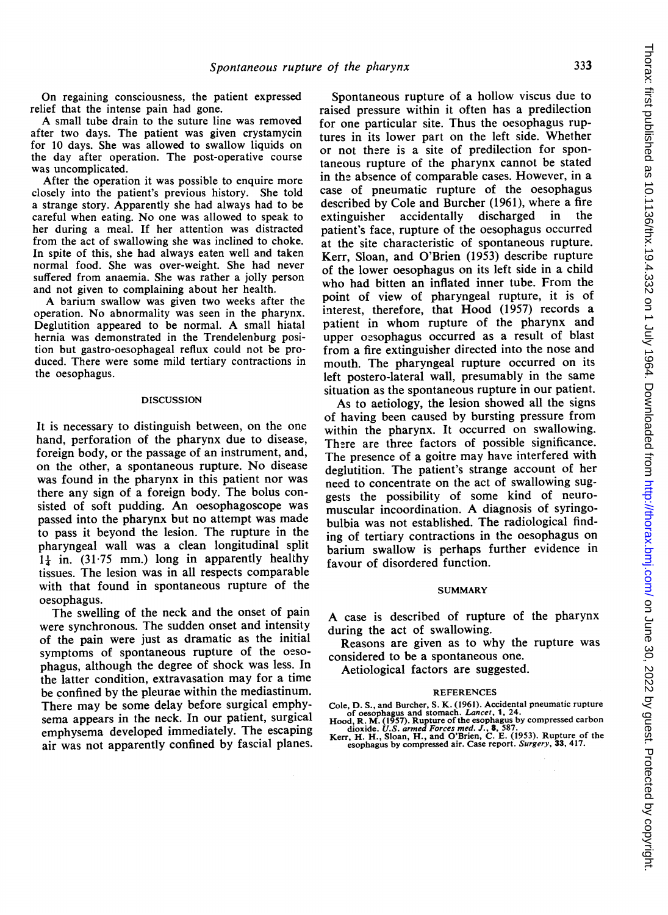On regaining consciousness, the patient expressed relief that the intense pain had gone.

A small tube drain to the suture line was removed after two days. The patient was given crystamycin for 10 days. She was allowed to swallow liquids on the day after operation. The post-operative course was uncomplicated.

After the operation it was possible to enquire more closely into the patient's previous history. She told a strange story. Apparently she had always had to be careful when eating. No one was allowed to speak to her during a meal. If her attention was distracted from the act of swallowing she was inclined to choke. In spite of this, she had always eaten well and taken normal food. She was over-weight. She had never suffered from anaemia. She was rather a jolly person and not given to complaining about her health.

A barium swallow was given two weeks after the operation. No abnormality was seen in the pharynx. Deglutition appeared to be normal. A small hiatal hernia was demonstrated in the Trendelenburg position but gastro-oesophageal reflux could not be produced. There were some mild tertiary contractions in the oesophagus.

## DISCUSSION

It is necessary to distinguish between, on the one hand, perforation of the pharynx due to disease, foreign body, or the passage of an instrument, and, on the other, a spontaneous rupture. No disease was found in the pharynx in this patient nor was there any sign of a foreign body. The bolus consisted of soft pudding. An oesophagoscope was passed into the pharynx but no attempt was made to pass it beyond the lesion. The rupture in the pharyngeal wall was a clean longitudinal split $1\frac{1}{4}$ in. (31·75 mm.) long in apparently healthy tissues. The lesion was in all respects comparable with that found in spontaneous rupture of the oesophagus.

The swelling of the neck and the onset of pain were synchronous. The sudden onset and intensity of the pain were just as dramatic as the initial symptoms of spontaneous rupture of the oesophagus, although the degree of shock was less. In the latter condition, extravasation may for a time be confined by the pleurae within the mediastinum. There may be some delay before surgical emphysema appears in the neck. In our patient, surgical emphysema developed immediately. The escaping air was not apparently confined by fascial planes.

Spontaneous rupture of a hollow viscus due to raised pressure within it often has a predilection for one particular site. Thus the oesophagus ruptures in its lower part on the left side. Whether or not there is a site of predilection for spontaneous rupture of the pharynx cannot be stated in the absence of comparable cases. However, in a case of pneumatic rupture of the oesophagus described by Cole and Burcher (1961), where a fire extinguisher accidentally discharged in the patient's face, rupture of the oesophagus occurred at the site characteristic of spontaneous rupture. Kerr, Sloan, and O'Brien (1953) describe rupture of the lower oesophagus on its left side in a child who had bitten an inflated inner tube. From the point of view of pharyngeal rupture, it is of interest, therefore, that Hood (1957) records a patient in whom rupture of the pharynx and upper oesophagus occurred as a result of blast from a fire extinguisher directed into the nose and mouth. The pharyngeal rupture occurred on its left postero-lateral wall, presumably in the same situation as the spontaneous rupture in our patient.

As to aetiology, the lesion showed all the signs of having been caused by bursting pressure from within the pharynx. It occurred on swallowing. There are three factors of possible significance. The presence of a goitre may have interfered with deglutition. The patient's strange account of her need to concentrate on the act of swallowing suggests the possibility of some kind of neuromuscular incoordination. A diagnosis of syringobulbia was not established. The radiological finding of tertiary contractions in the oesophagus on barium swallow is perhaps further evidence in favour of disordered function.

## SUMMARY

A case is described of rupture of the pharynx during the act of swallowing.

Reasons are given as to why the rupture was considered to be a spontaneous one.

Aetiological factors are suggested.

## REFERENCES

Cole, D. S., and Burcher, S. K. (1961). Accidental pneumatic rupture of oesophagus and stomach. *Lancet*, **1**, 24.

Hood, R. M. (1957). Rupture of the esophagus by compressed carbon dioxide. *U.S. armed Forces med. J.*, **8**, 587.

Kerr, H. H., Sloan, H., and O'Brien, C. E. (1953). Rupture of the esophagus by compressed air. Case report. *Surgery*, **33**, 417.